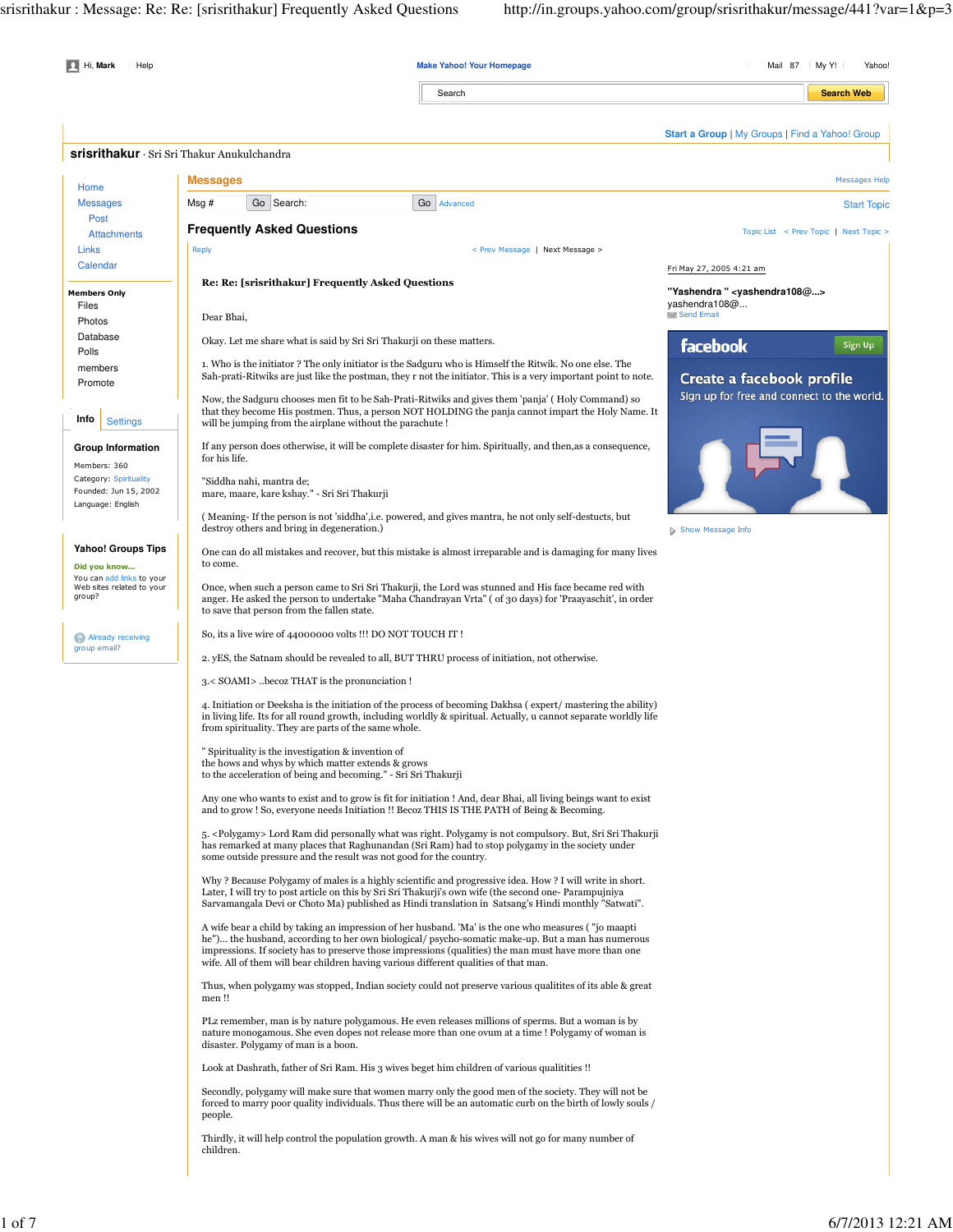## Frequently Asked Questions

**Re: Re: [srisrithakur] Frequently Asked Questions**

Fri May 27, 2005 4:21 am

"Yashendra " <yashendra108@...>
yashendra108@...

Dear Bhai,

Okay. Let me share what is said by Sri Sri Thakurji on these matters.

1. Who is the initiator ? The only initiator is the Sadguru who is Himself the Ritwik. No one else. The Sah-prati-Ritwiks are just like the postman, they r not the initiator. This is a very important point to note.

Now, the Sadguru chooses men fit to be Sah-Prati-Ritwiks and gives them 'panja' ( Holy Command) so that they become His postmen. Thus, a person NOT HOLDING the panja cannot impart the Holy Name. It will be jumping from the airplane without the parachute !

If any person does otherwise, it will be complete disaster for him. Spiritually, and then,as a consequence, for his life.

"Siddha nahi, mantra de;
mare, maare, kare kshay." - Sri Sri Thakurji

( Meaning- If the person is not 'siddha',i.e. powered, and gives mantra, he not only self-destucts, but destroy others and bring in degeneration.)

One can do all mistakes and recover, but this mistake is almost irreparable and is damaging for many lives to come.

Once, when such a person came to Sri Sri Thakurji, the Lord was stunned and His face became red with anger. He asked the person to undertake "Maha Chandrayan Vrta" ( of 30 days) for 'Praayaschit', in order to save that person from the fallen state.

So, its a live wire of 44000000 volts !!! DO NOT TOUCH IT !

2. yES, the Satnam should be revealed to all, BUT THRU process of initiation, not otherwise.

3.< SOAMI> ..becoz THAT is the pronunciation !

4. Initiation or Deeksha is the initiation of the process of becoming Dakhsa ( expert/ mastering the ability) in living life. Its for all round growth, including worldly & spiritual. Actually, u cannot separate worldly life from spirituality. They are parts of the same whole.

" Spirituality is the investigation & invention of
the hows and whys by which matter extends & grows
to the acceleration of being and becoming." - Sri Sri Thakurji

Any one who wants to exist and to grow is fit for initiation ! And, dear Bhai, all living beings want to exist and to grow ! So, everyone needs Initiation !! Becoz THIS IS THE PATH of Being & Becoming.

5. <Polygamy> Lord Ram did personally what was right. Polygamy is not compulsory. But, Sri Sri Thakurji has remarked at many places that Raghunandan (Sri Ram) had to stop polygamy in the society under some outside pressure and the result was not good for the country.

Why ? Because Polygamy of males is a highly scientific and progressive idea. How ? I will write in short. Later, I will try to post article on this by Sri Sri Thakurji's own wife (the second one- Parampujniya Sarvamangala Devi or Choto Ma) published as Hindi translation in Satsang's Hindi monthly "Satwati".

A wife bear a child by taking an impression of her husband. 'Ma' is the one who measures ( "jo maapti he")... the husband, according to her own biological/ psycho-somatic make-up. But a man has numerous impressions. If society has to preserve those impressions (qualities) the man must have more than one wife. All of them will bear children having various different qualities of that man.

Thus, when polygamy was stopped, Indian society could not preserve various qualitites of its able & great men !!

PLz remember, man is by nature polygamous. He even releases millions of sperms. But a woman is by nature monogamous. She even dopes not release more than one ovum at a time ! Polygamy of woman is disaster. Polygamy of man is a boon.

Look at Dashrath, father of Sri Ram. His 3 wives beget him children of various qualities !!

Secondly, polygamy will make sure that women marry only the good men of the society. They will not be forced to marry poor quality individuals. Thus there will be an automatic curb on the birth of lowly souls / people.

Thirdly, it will help control the population growth. A man & his wives will not go for many number of children.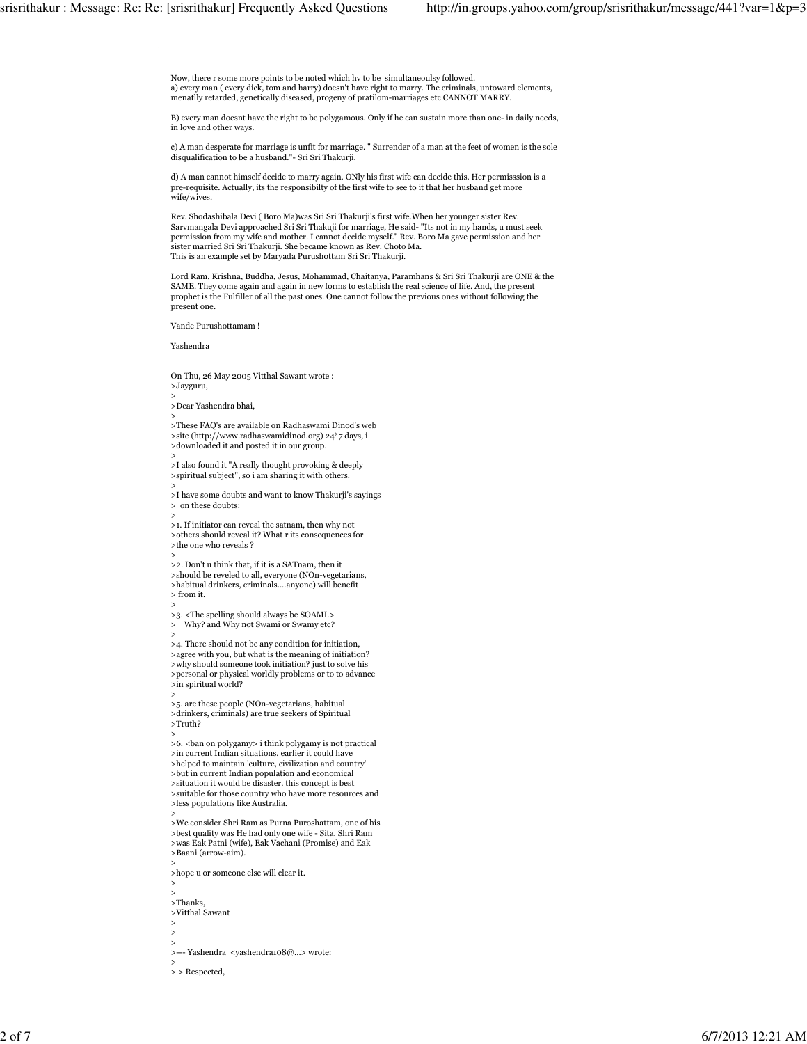Now, there r some more points to be noted which hv to be simultaneoulsy followed.
a) every man ( every dick, tom and harry) doesn't have right to marry. The criminals, untoward elements, menatlly retarded, genetically diseased, progeny of pratilom-marriages etc CANNOT MARRY.

B) every man doesnt have the right to be polygamous. Only if he can sustain more than one- in daily needs, in love and other ways.

c) A man desperate for marriage is unfit for marriage. " Surrender of a man at the feet of women is the sole disqualification to be a husband."- Sri Sri Thakurji.

d) A man cannot himself decide to marry again. ONly his first wife can decide this. Her permisssion is a pre-requisite. Actually, its the responsibilty of the first wife to see to it that her husband get more wife/wives.

Rev. Shodashibala Devi ( Boro Ma)was Sri Sri Thakurji's first wife.When her younger sister Rev. Sarvmangala Devi approached Sri Sri Thakuji for marriage, He said- "Its not in my hands, u must seek permission from my wife and mother. I cannot decide myself." Rev. Boro Ma gave permission and her sister married Sri Sri Thakurji. She became known as Rev. Choto Ma.
This is an example set by Maryada Purushottam Sri Sri Thakurji.

Lord Ram, Krishna, Buddha, Jesus, Mohammad, Chaitanya, Paramhans & Sri Sri Thakurji are ONE & the SAME. They come again and again in new forms to establish the real science of life. And, the present prophet is the Fulfiller of all the past ones. One cannot follow the previous ones without following the present one.

Vande Purushottamam !

Yashendra

On Thu, 26 May 2005 Vitthal Sawant wrote :
>Jayguru,
>
>Dear Yashendra bhai,
>
>These FAQ's are available on Radhaswami Dinod's web
>site (http://www.radhaswamidinod.org) 24*7 days, i
>downloaded it and posted it in our group.
>
>I also found it "A really thought provoking & deeply
>spiritual subject", so i am sharing it with others.
>
>I have some doubts and want to know Thakurji's sayings
> on these doubts:
>
>1. If initiator can reveal the satnam, then why not
>others should reveal it? What r its consequences for
>the one who reveals ?
>
>2. Don't u think that, if it is a SATnam, then it
>should be reveled to all, everyone (NOn-vegetarians,
>habitual drinkers, criminals....anyone) will benefit
> from it.
>
>3. <The spelling should always be SOAMI.>
>    Why? and Why not Swami or Swamy etc?
>
>4. There should not be any condition for initiation,
>agree with you, but what is the meaning of initiation?
>why should someone took initiation? just to solve his
>personal or physical worldly problems or to to advance
>in spiritual world?
>
>5. are these people (NOn-vegetarians, habitual
>drinkers, criminals) are true seekers of Spiritual
>Truth?
>
>6. <ban on polygamy> i think polygamy is not practical
>in current Indian situations. earlier it could have
>helped to maintain 'culture, civilization and country'
>but in current Indian population and economical
>situation it would be disaster. this concept is best
>suitable for those country who have more resources and
>less populations like Australia.
>
>We consider Shri Ram as Purna Puroshattam, one of his
>best quality was He had only one wife - Sita. Shri Ram
>was Eak Patni (wife), Eak Vachani (Promise) and Eak
>Baani (arrow-aim).
>
>hope u or someone else will clear it.
>
>
>Thanks,
>Vitthal Sawant
>
>
>
>--- Yashendra <yashendra108@...> wrote:
>
> > Respected,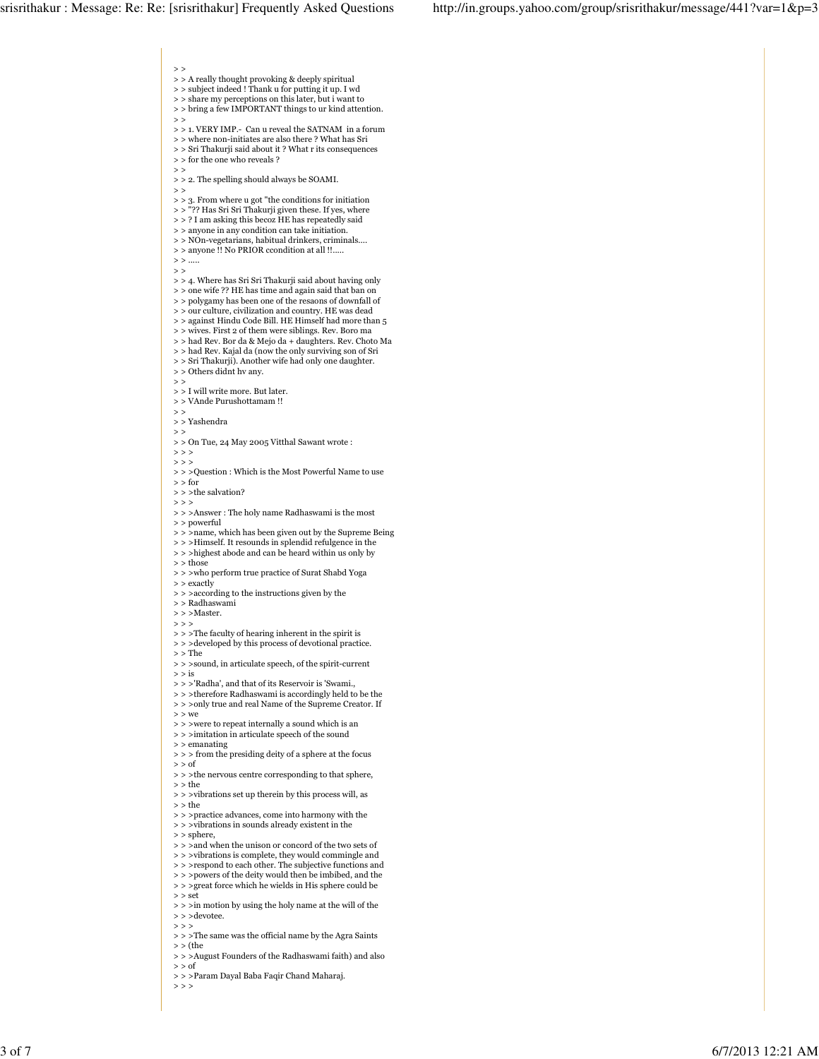> >
> > A really thought provoking & deeply spiritual
> > subject indeed ! Thank u for putting it up. I wd
> > share my perceptions on this later, but i want to
> > bring a few IMPORTANT things to ur kind attention.
> >
> > 1. VERY IMP.- Can u reveal the SATNAM in a forum
> > where non-initiates are also there ? What has Sri
> > Sri Thakurji said about it ? What r its consequences
> > for the one who reveals ?
> >
> > 2. The spelling should always be SOAMI.
> >
> > 3. From where u got "the conditions for initiation
> > "?? Has Sri Sri Thakurji given these. If yes, where
> > ? I am asking this becoz HE has repeatedly said
> > anyone in any condition can take initiation.
> > NOn-vegetarians, habitual drinkers, criminals....
> > anyone !! No PRIOR ccondition at all !!.....
> > .....
> >
> > 4. Where has Sri Sri Thakurji said about having only
> > one wife ?? HE has time and again said that ban on
> > polygamy has been one of the resaons of downfall of
> > our culture, civilization and country. HE was dead
> > against Hindu Code Bill. HE Himself had more than 5
> > wives. First 2 of them were siblings. Rev. Boro ma
> > had Rev. Bor da & Mejo da + daughters. Rev. Choto Ma
> > had Rev. Kajal da (now the only surviving son of Sri
> > Sri Thakurji). Another wife had only one daughter.
> > Others didnt hv any.
> >
> > I will write more. But later.
> > VAnde Purushottamam !!
> >
> > Yashendra
> >
> > On Tue, 24 May 2005 Vitthal Sawant wrote :
> > >
> > >
> > >Question : Which is the Most Powerful Name to use
> > for
> > >the salvation?
> > >
> > >Answer : The holy name Radhaswami is the most
> > powerful
> > >name, which has been given out by the Supreme Being
> > >Himself. It resounds in splendid refulgence in the
> > >highest abode and can be heard within us only by
> > those
> > >who perform true practice of Surat Shabd Yoga
> > exactly
> > >according to the instructions given by the
> > Radhaswami
> > >Master.
> > >
> > >The faculty of hearing inherent in the spirit is
> > >developed by this process of devotional practice.
> > The
> > >sound, in articulate speech, of the spirit-current
> > is
> > >'Radha', and that of its Reservoir is 'Swami.,
> > >therefore Radhaswami is accordingly held to be the
> > >only true and real Name of the Supreme Creator. If
> > we
> > >were to repeat internally a sound which is an
> > >imitation in articulate speech of the sound
> > emanating
> > > from the presiding deity of a sphere at the focus
> > of
> > >the nervous centre corresponding to that sphere,
> > the
> > >vibrations set up therein by this process will, as
> > the
> > >practice advances, come into harmony with the
> > >vibrations in sounds already existent in the
> > sphere,
> > >and when the unison or concord of the two sets of
> > >vibrations is complete, they would commingle and
> > >respond to each other. The subjective functions and
> > >powers of the deity would then be imbibed, and the
> > >great force which he wields in His sphere could be
> > set
> > >in motion by using the holy name at the will of the
> > >devotee.
> > >
> > >The same was the official name by the Agra Saints
> > (the
> > >August Founders of the Radhaswami faith) and also
> > of
> > >Param Dayal Baba Faqir Chand Maharaj.
> > >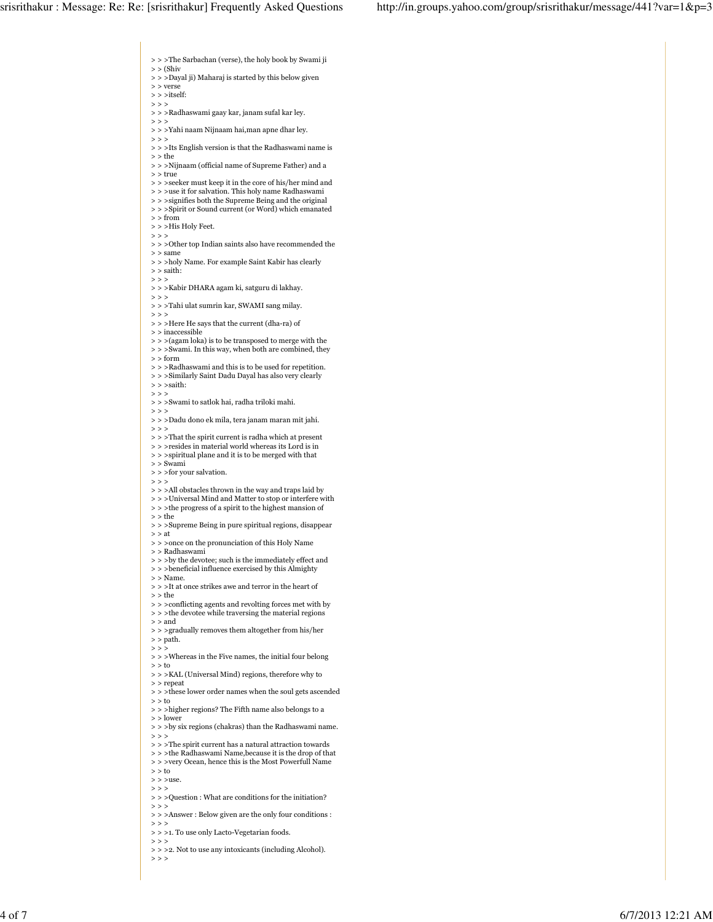> > >The Sarbachan (verse), the holy book by Swami ji
> > (Shiv
> > >Dayal ji) Maharaj is started by this below given
> > verse
> > >itself:
> > >
> > >Radhaswami gaay kar, janam sufal kar ley.
> > >
> > >Yahi naam Nijnaam hai,man apne dhar ley.
> > >
> > >Its English version is that the Radhaswami name is
> > the
> > >Nijnaam (official name of Supreme Father) and a
> > true
> > >seeker must keep it in the core of his/her mind and
> > >use it for salvation. This holy name Radhaswami
> > >signifies both the Supreme Being and the original
> > >Spirit or Sound current (or Word) which emanated
> > from
> > >His Holy Feet.
> > >
> > >Other top Indian saints also have recommended the
> > same
> > >holy Name. For example Saint Kabir has clearly
> > saith:
> > >
> > >Kabir DHARA agam ki, satguru di lakhay.
> > >
> > >Tahi ulat sumrin kar, SWAMI sang milay.
> > >
> > >Here He says that the current (dha-ra) of
> > inaccessible
> > >(agam loka) is to be transposed to merge with the
> > >Swami. In this way, when both are combined, they
> > form
> > >Radhaswami and this is to be used for repetition.
> > >Similarly Saint Dadu Dayal has also very clearly
> > >saith:
> > >
> > >Swami to satlok hai, radha triloki mahi.
> > >
> > >Dadu dono ek mila, tera janam maran mit jahi.
> > >
> > >That the spirit current is radha which at present
> > >resides in material world whereas its Lord is in
> > >spiritual plane and it is to be merged with that
> > Swami
> > >for your salvation.
> > >
> > >All obstacles thrown in the way and traps laid by
> > >Universal Mind and Matter to stop or interfere with
> > >the progress of a spirit to the highest mansion of
> > the
> > >Supreme Being in pure spiritual regions, disappear
> > at
> > >once on the pronunciation of this Holy Name
> > Radhaswami
> > >by the devotee; such is the immediately effect and
> > >beneficial influence exercised by this Almighty
> > Name.
> > >It at once strikes awe and terror in the heart of
> > the
> > >conflicting agents and revolting forces met with by
> > >the devotee while traversing the material regions
> > and
> > >gradually removes them altogether from his/her
> > path.
> > >
> > >Whereas in the Five names, the initial four belong
> > to
> > >KAL (Universal Mind) regions, therefore why to
> > repeat
> > >these lower order names when the soul gets ascended
> > to
> > >higher regions? The Fifth name also belongs to a
> > lower
> > >by six regions (chakras) than the Radhaswami name.
> > >
> > >The spirit current has a natural attraction towards
> > >the Radhaswami Name,because it is the drop of that
> > >very Ocean, hence this is the Most Powerfull Name
> > to
> > >use.
> > >
> > >Question : What are conditions for the initiation?
> > >
> > >Answer : Below given are the only four conditions :
> > >
> > >1. To use only Lacto-Vegetarian foods.
> > >
> > >2. Not to use any intoxicants (including Alcohol).
> > >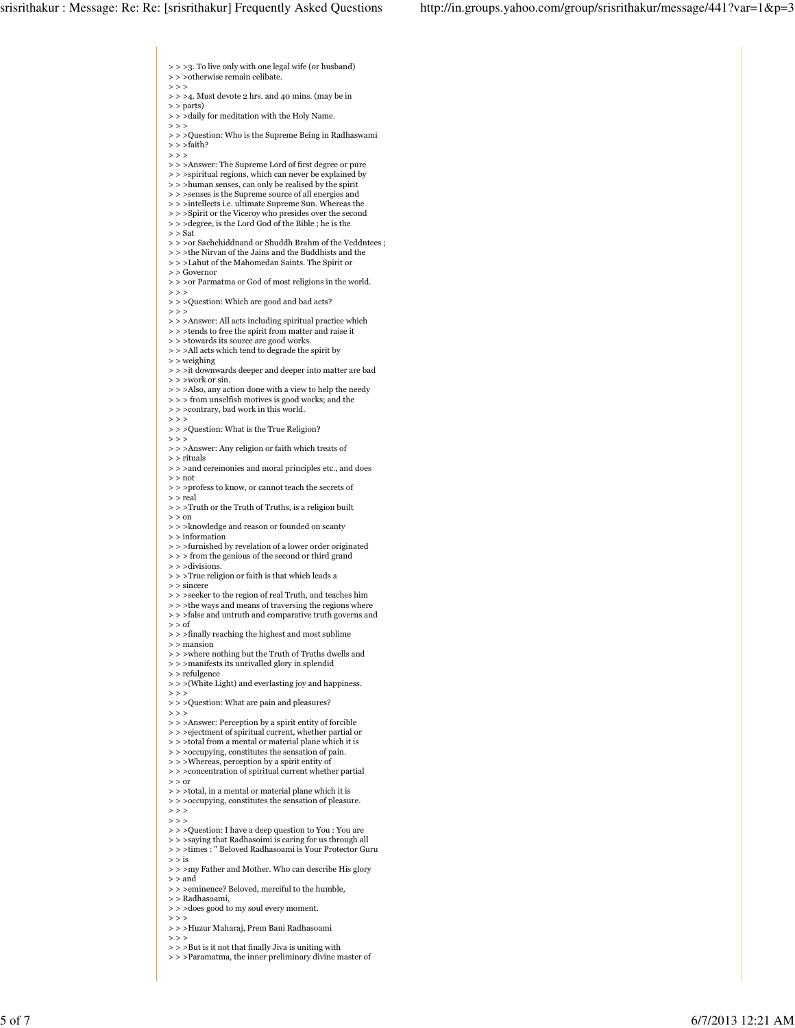> > >3. To live only with one legal wife (or husband)
> > >otherwise remain celibate.
> > >
> > >4. Must devote 2 hrs. and 40 mins. (may be in
> > parts)
> > >daily for meditation with the Holy Name.
> > >
> > >Question: Who is the Supreme Being in Radhaswami
> > >faith?
> > >
> > >Answer: The Supreme Lord of first degree or pure
> > >spiritual regions, which can never be explained by
> > >human senses, can only be realised by the spirit
> > >senses is the Supreme source of all energies and
> > >intellects i.e. ultimate Supreme Sun. Whereas the
> > >Spirit or the Viceroy who presides over the second
> > >degree, is the Lord God of the Bible ; he is the
> > Sat
> > >or Sachchiddnand or Shuddh Brahm of the Veddntees ;
> > >the Nirvan of the Jains and the Buddhists and the
> > >Lahut of the Mahomedan Saints. The Spirit or
> > Governor
> > >or Parmatma or God of most religions in the world.
> > >
> > >Question: Which are good and bad acts?
> > >
> > >Answer: All acts including spiritual practice which
> > >tends to free the spirit from matter and raise it
> > >towards its source are good works.
> > >All acts which tend to degrade the spirit by
> > weighing
> > >it downwards deeper and deeper into matter are bad
> > >work or sin.
> > >Also, any action done with a view to help the needy
> > > from unselfish motives is good works; and the
> > >contrary, bad work in this world.
> > >
> > >Question: What is the True Religion?
> > >
> > >Answer: Any religion or faith which treats of
> > rituals
> > >and ceremonies and moral principles etc., and does
> > not
> > >profess to know, or cannot teach the secrets of
> > real
> > >Truth or the Truth of Truths, is a religion built
> > on
> > >knowledge and reason or founded on scanty
> > information
> > >furnished by revelation of a lower order originated
> > > from the genious of the second or third grand
> > >divisions.
> > >True religion or faith is that which leads a
> > sincere
> > >seeker to the region of real Truth, and teaches him
> > >the ways and means of traversing the regions where
> > >false and untruth and comparative truth governs and
> > of
> > >finally reaching the highest and most sublime
> > mansion
> > >where nothing but the Truth of Truths dwells and
> > >manifests its unrivalled glory in splendid
> > refulgence
> > >(White Light) and everlasting joy and happiness.
> > >
> > >Question: What are pain and pleasures?
> > >
> > >Answer: Perception by a spirit entity of forcible
> > >ejectment of spiritual current, whether partial or
> > >total from a mental or material plane which it is
> > >occupying, constitutes the sensation of pain.
> > >Whereas, perception by a spirit entity of
> > >concentration of spiritual current whether partial
> > or
> > >total, in a mental or material plane which it is
> > >occupying, constitutes the sensation of pleasure.
> > >
> > >
> > >Question: I have a deep question to You : You are
> > >saying that Radhasoimi is caring for us through all
> > >times : " Beloved Radhasoami is Your Protector Guru
> > is
> > >my Father and Mother. Who can describe His glory
> > and
> > >eminence? Beloved, merciful to the humble,
> > Radhasoami,
> > >does good to my soul every moment.
> > >
> > >Huzur Maharaj, Prem Bani Radhasoami
> > >
> > >But is it not that finally Jiva is uniting with
> > >Paramatma, the inner preliminary divine master of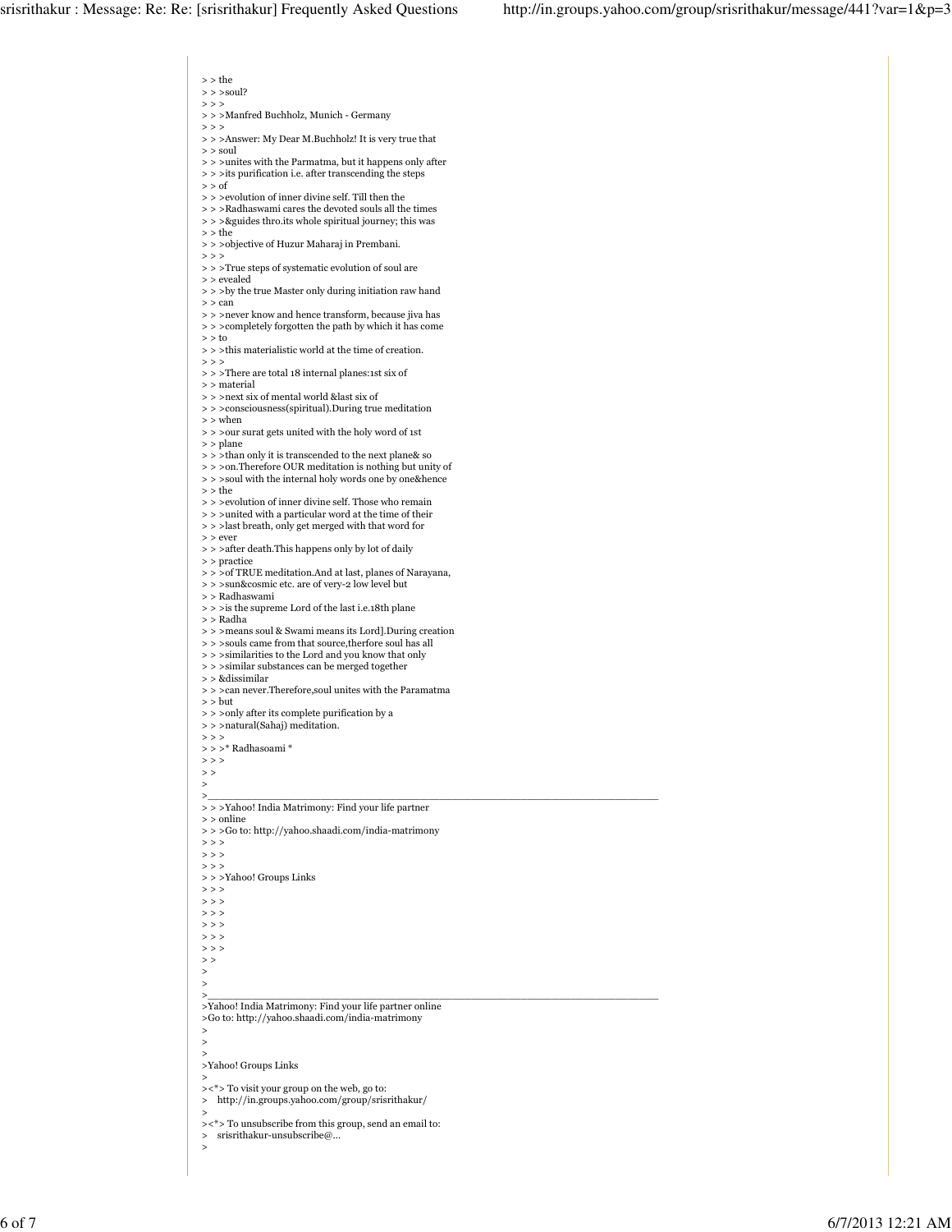> > the
> > >soul?
> > >
> > >Manfred Buchholz, Munich - Germany
> > >
> > >Answer: My Dear M.Buchholz! It is very true that
> > soul
> > >unites with the Parmatma, but it happens only after
> > >its purification i.e. after transcending the steps
> > of
> > >evolution of inner divine self. Till then the
> > >Radhaswami cares the devoted souls all the times
> > >&guides thro.its whole spiritual journey; this was
> > the
> > >objective of Huzur Maharaj in Prembani.
> > >
> > >True steps of systematic evolution of soul are
> > evealed
> > >by the true Master only during initiation raw hand
> > can
> > >never know and hence transform, because jiva has
> > >completely forgotten the path by which it has come
> > to
> > >this materialistic world at the time of creation.
> > >
> > >There are total 18 internal planes:1st six of
> > material
> > >next six of mental world &last six of
> > >consciousness(spiritual).During true meditation
> > when
> > >our surat gets united with the holy word of 1st
> > plane
> > >than only it is transcended to the next plane& so
> > >on.Therefore OUR meditation is nothing but unity of
> > >soul with the internal holy words one by one&hence
> > the
> > >evolution of inner divine self. Those who remain
> > >united with a particular word at the time of their
> > >last breath, only get merged with that word for
> > ever
> > >after death.This happens only by lot of daily
> > practice
> > >of TRUE meditation.And at last, planes of Narayana,
> > >sun&cosmic etc. are of very-2 low level but
> > Radhaswami
> > >is the supreme Lord of the last i.e.18th plane
> > Radha
> > >means soul & Swami means its Lord].During creation
> > >souls came from that source,therfore soul has all
> > >similarities to the Lord and you know that only
> > >similar substances can be merged together
> > &dissimilar
> > >can never.Therefore,soul unites with the Paramatma
> > but
> > >only after its complete purification by a
> > >natural(Sahaj) meditation.
> > >
> > >* Radhasoami *
> > >
> >
>
>__________________________________________________________________
> > >Yahoo! India Matrimony: Find your life partner
> > online
> > >Go to: http://yahoo.shaadi.com/india-matrimony
> > >
> > >
> > >
> > >Yahoo! Groups Links
> > >
> > >
> > >
> > >
> > >
> > >
> >
>
>
>__________________________________________________________________
>Yahoo! India Matrimony: Find your life partner online
>Go to: http://yahoo.shaadi.com/india-matrimony
>
>
>
>Yahoo! Groups Links
>
><*> To visit your group on the web, go to:
>    http://in.groups.yahoo.com/group/srisrithakur/
>
><*> To unsubscribe from this group, send an email to:
>    srisrithakur-unsubscribe@...
>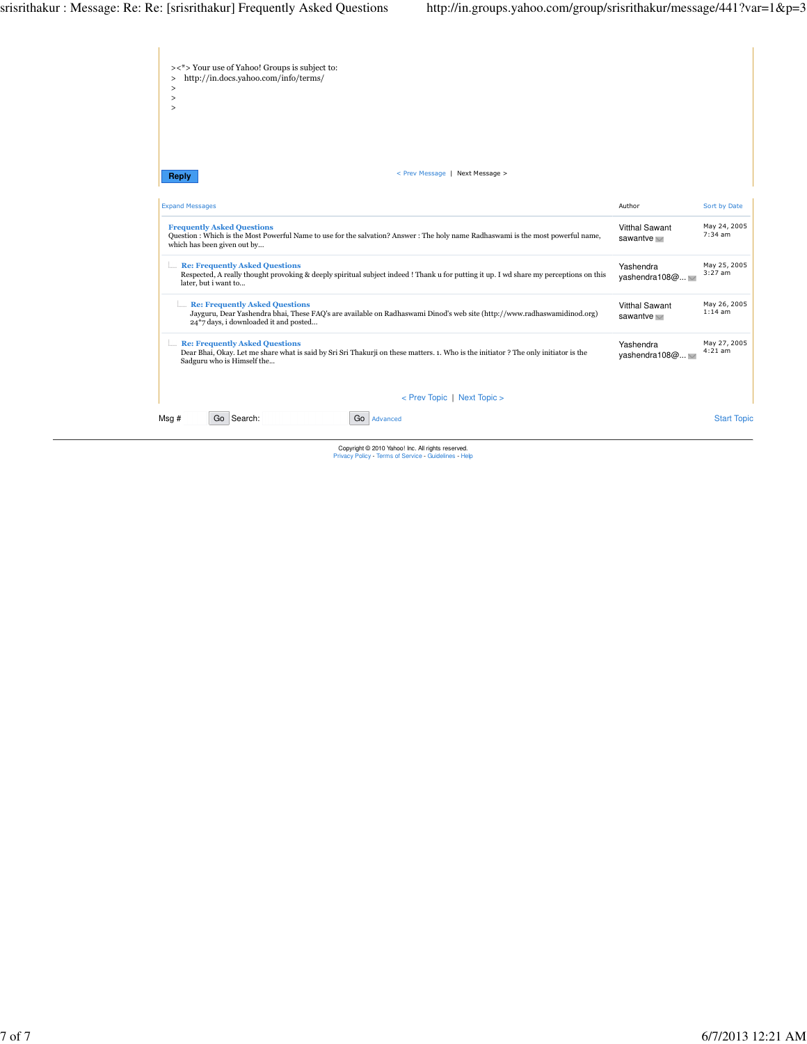><*> Your use of Yahoo! Groups is subject to:
>   http://in.docs.yahoo.com/info/terms/
>
>
>

Reply

< Prev Message | Next Message >

Expand Messages

| | Author | Sort by Date |
|---|---|---|
| **Frequently Asked Questions** Question : Which is the Most Powerful Name to use for the salvation? Answer : The holy name Radhaswami is the most powerful name, which has been given out by... | Vitthal Sawant sawantve | May 24, 2005 7:34 am |
| **Re: Frequently Asked Questions** Respected, A really thought provoking & deeply spiritual subject indeed ! Thank u for putting it up. I wd share my perceptions on this later, but i want to... | Yashendra yashendra108@... | May 25, 2005 3:27 am |
| **Re: Frequently Asked Questions** Jayguru, Dear Yashendra bhai, These FAQ's are available on Radhaswami Dinod's web site (http://www.radhaswamidinod.org) 24*7 days, i downloaded it and posted... | Vitthal Sawant sawantve | May 26, 2005 1:14 am |
| **Re: Frequently Asked Questions** Dear Bhai, Okay. Let me share what is said by Sri Sri Thakurji on these matters. 1. Who is the initiator ? The only initiator is the Sadguru who is Himself the... | Yashendra yashendra108@... | May 27, 2005 4:21 am |

< Prev Topic | Next Topic >

Msg # Go Search: Go Advanced Start Topic

Copyright © 2010 Yahoo! Inc. All rights reserved.
Privacy Policy - Terms of Service - Guidelines - Help